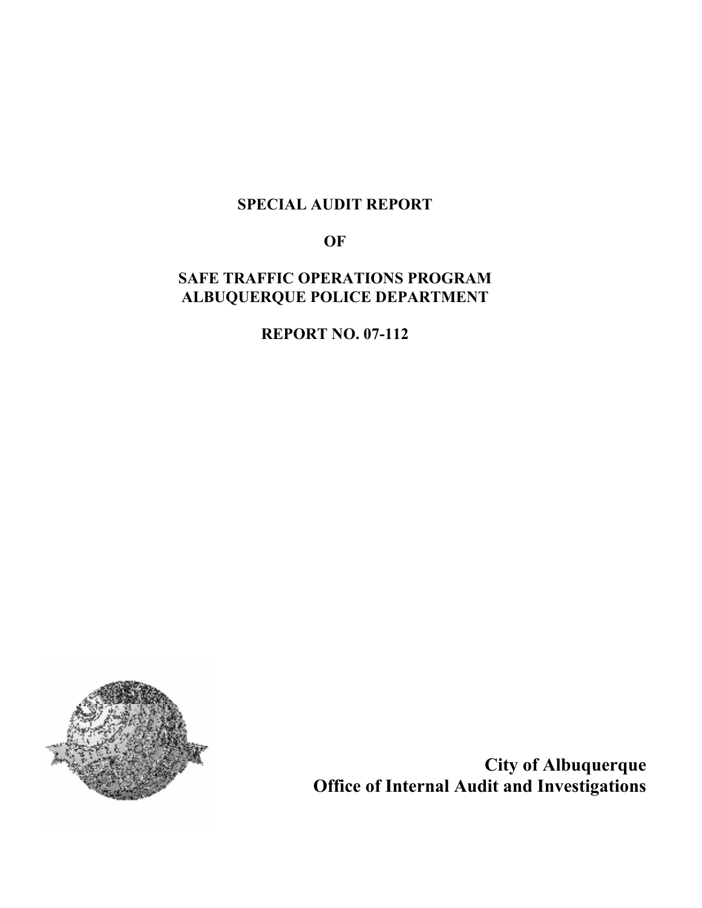# SPECIAL AUDIT REPORT

# OF

# SAFE TRAFFIC OPERATIONS PROGRAM
# ALBUQUERQUE POLICE DEPARTMENT

# REPORT NO. 07-112

**City of Albuquerque**
**Office of Internal Audit and Investigations**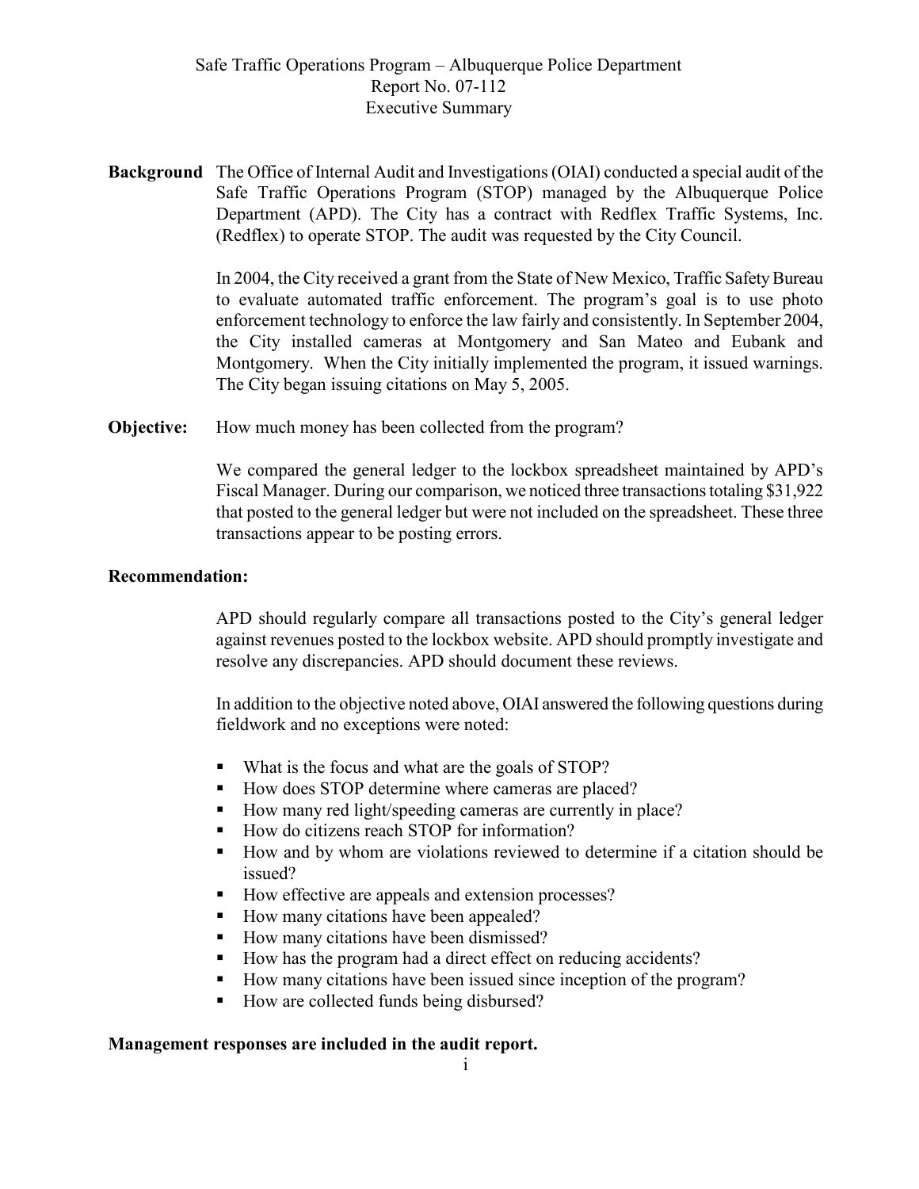# Safe Traffic Operations Program – Albuquerque Police Department
## Report No. 07-112
## Executive Summary

**Background** The Office of Internal Audit and Investigations (OIAI) conducted a special audit of the Safe Traffic Operations Program (STOP) managed by the Albuquerque Police Department (APD). The City has a contract with Redflex Traffic Systems, Inc. (Redflex) to operate STOP. The audit was requested by the City Council.

In 2004, the City received a grant from the State of New Mexico, Traffic Safety Bureau to evaluate automated traffic enforcement. The program's goal is to use photo enforcement technology to enforce the law fairly and consistently. In September 2004, the City installed cameras at Montgomery and San Mateo and Eubank and Montgomery. When the City initially implemented the program, it issued warnings. The City began issuing citations on May 5, 2005.

**Objective:** How much money has been collected from the program?

We compared the general ledger to the lockbox spreadsheet maintained by APD's Fiscal Manager. During our comparison, we noticed three transactions totaling $31,922 that posted to the general ledger but were not included on the spreadsheet. These three transactions appear to be posting errors.

**Recommendation:**

APD should regularly compare all transactions posted to the City's general ledger against revenues posted to the lockbox website. APD should promptly investigate and resolve any discrepancies. APD should document these reviews.

In addition to the objective noted above, OIAI answered the following questions during fieldwork and no exceptions were noted:

- What is the focus and what are the goals of STOP?
- How does STOP determine where cameras are placed?
- How many red light/speeding cameras are currently in place?
- How do citizens reach STOP for information?
- How and by whom are violations reviewed to determine if a citation should be issued?
- How effective are appeals and extension processes?
- How many citations have been appealed?
- How many citations have been dismissed?
- How has the program had a direct effect on reducing accidents?
- How many citations have been issued since inception of the program?
- How are collected funds being disbursed?

**Management responses are included in the audit report.**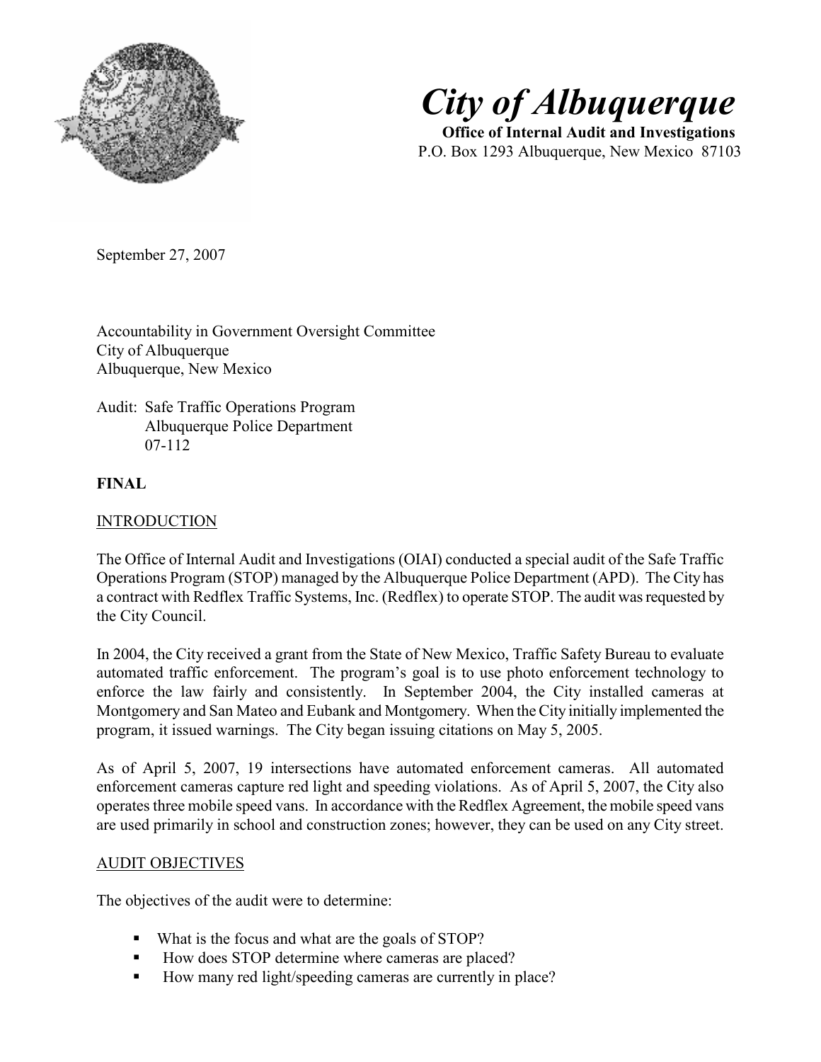# City of Albuquerque

**Office of Internal Audit and Investigations**
P.O. Box 1293 Albuquerque, New Mexico 87103

September 27, 2007

Accountability in Government Oversight Committee
City of Albuquerque
Albuquerque, New Mexico

Audit: Safe Traffic Operations Program
Albuquerque Police Department
07-112

**FINAL**

## INTRODUCTION

The Office of Internal Audit and Investigations (OIAI) conducted a special audit of the Safe Traffic Operations Program (STOP) managed by the Albuquerque Police Department (APD). The City has a contract with Redflex Traffic Systems, Inc. (Redflex) to operate STOP. The audit was requested by the City Council.

In 2004, the City received a grant from the State of New Mexico, Traffic Safety Bureau to evaluate automated traffic enforcement. The program's goal is to use photo enforcement technology to enforce the law fairly and consistently. In September 2004, the City installed cameras at Montgomery and San Mateo and Eubank and Montgomery. When the City initially implemented the program, it issued warnings. The City began issuing citations on May 5, 2005.

As of April 5, 2007, 19 intersections have automated enforcement cameras. All automated enforcement cameras capture red light and speeding violations. As of April 5, 2007, the City also operates three mobile speed vans. In accordance with the Redflex Agreement, the mobile speed vans are used primarily in school and construction zones; however, they can be used on any City street.

## AUDIT OBJECTIVES

The objectives of the audit were to determine:

- What is the focus and what are the goals of STOP?
- How does STOP determine where cameras are placed?
- How many red light/speeding cameras are currently in place?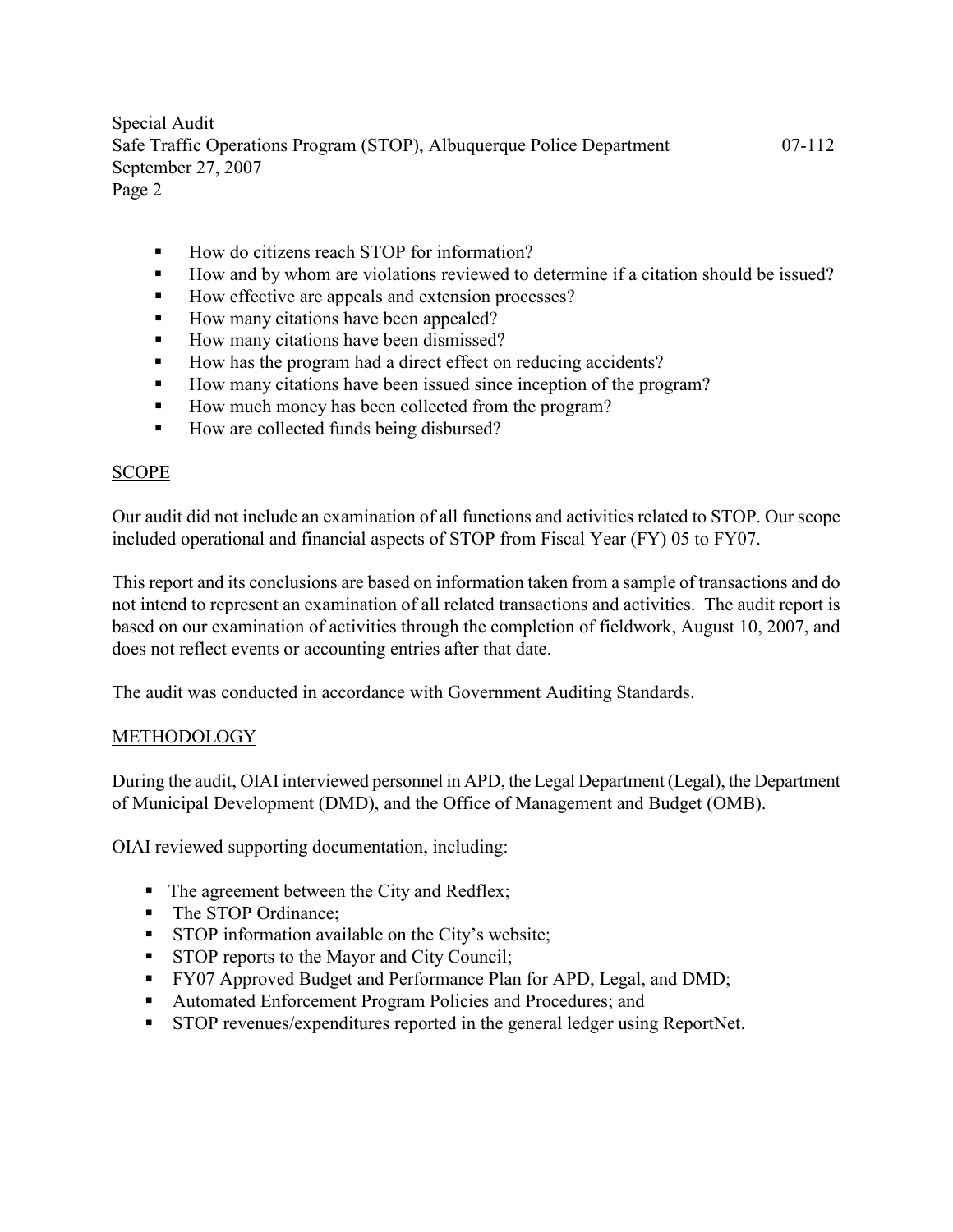- How do citizens reach STOP for information?
- How and by whom are violations reviewed to determine if a citation should be issued?
- How effective are appeals and extension processes?
- How many citations have been appealed?
- How many citations have been dismissed?
- How has the program had a direct effect on reducing accidents?
- How many citations have been issued since inception of the program?
- How much money has been collected from the program?
- How are collected funds being disbursed?

## SCOPE

Our audit did not include an examination of all functions and activities related to STOP. Our scope included operational and financial aspects of STOP from Fiscal Year (FY) 05 to FY07.

This report and its conclusions are based on information taken from a sample of transactions and do not intend to represent an examination of all related transactions and activities. The audit report is based on our examination of activities through the completion of fieldwork, August 10, 2007, and does not reflect events or accounting entries after that date.

The audit was conducted in accordance with Government Auditing Standards.

## METHODOLOGY

During the audit, OIAI interviewed personnel in APD, the Legal Department (Legal), the Department of Municipal Development (DMD), and the Office of Management and Budget (OMB).

OIAI reviewed supporting documentation, including:

- The agreement between the City and Redflex;
- The STOP Ordinance;
- STOP information available on the City's website;
- STOP reports to the Mayor and City Council;
- FY07 Approved Budget and Performance Plan for APD, Legal, and DMD;
- Automated Enforcement Program Policies and Procedures; and
- STOP revenues/expenditures reported in the general ledger using ReportNet.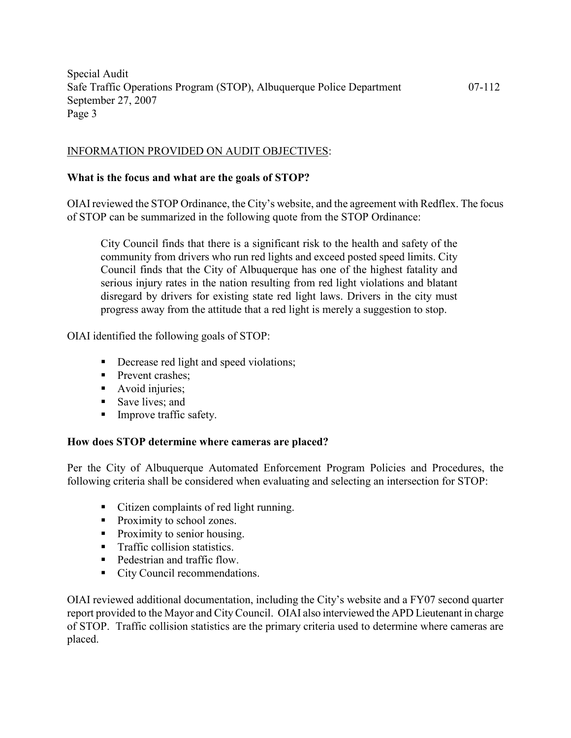INFORMATION PROVIDED ON AUDIT OBJECTIVES:

**What is the focus and what are the goals of STOP?**

OIAI reviewed the STOP Ordinance, the City's website, and the agreement with Redflex. The focus of STOP can be summarized in the following quote from the STOP Ordinance:

> City Council finds that there is a significant risk to the health and safety of the community from drivers who run red lights and exceed posted speed limits. City Council finds that the City of Albuquerque has one of the highest fatality and serious injury rates in the nation resulting from red light violations and blatant disregard by drivers for existing state red light laws. Drivers in the city must progress away from the attitude that a red light is merely a suggestion to stop.

OIAI identified the following goals of STOP:

- Decrease red light and speed violations;
- Prevent crashes;
- Avoid injuries;
- Save lives; and
- Improve traffic safety.

**How does STOP determine where cameras are placed?**

Per the City of Albuquerque Automated Enforcement Program Policies and Procedures, the following criteria shall be considered when evaluating and selecting an intersection for STOP:

- Citizen complaints of red light running.
- Proximity to school zones.
- Proximity to senior housing.
- Traffic collision statistics.
- Pedestrian and traffic flow.
- City Council recommendations.

OIAI reviewed additional documentation, including the City's website and a FY07 second quarter report provided to the Mayor and City Council. OIAI also interviewed the APD Lieutenant in charge of STOP. Traffic collision statistics are the primary criteria used to determine where cameras are placed.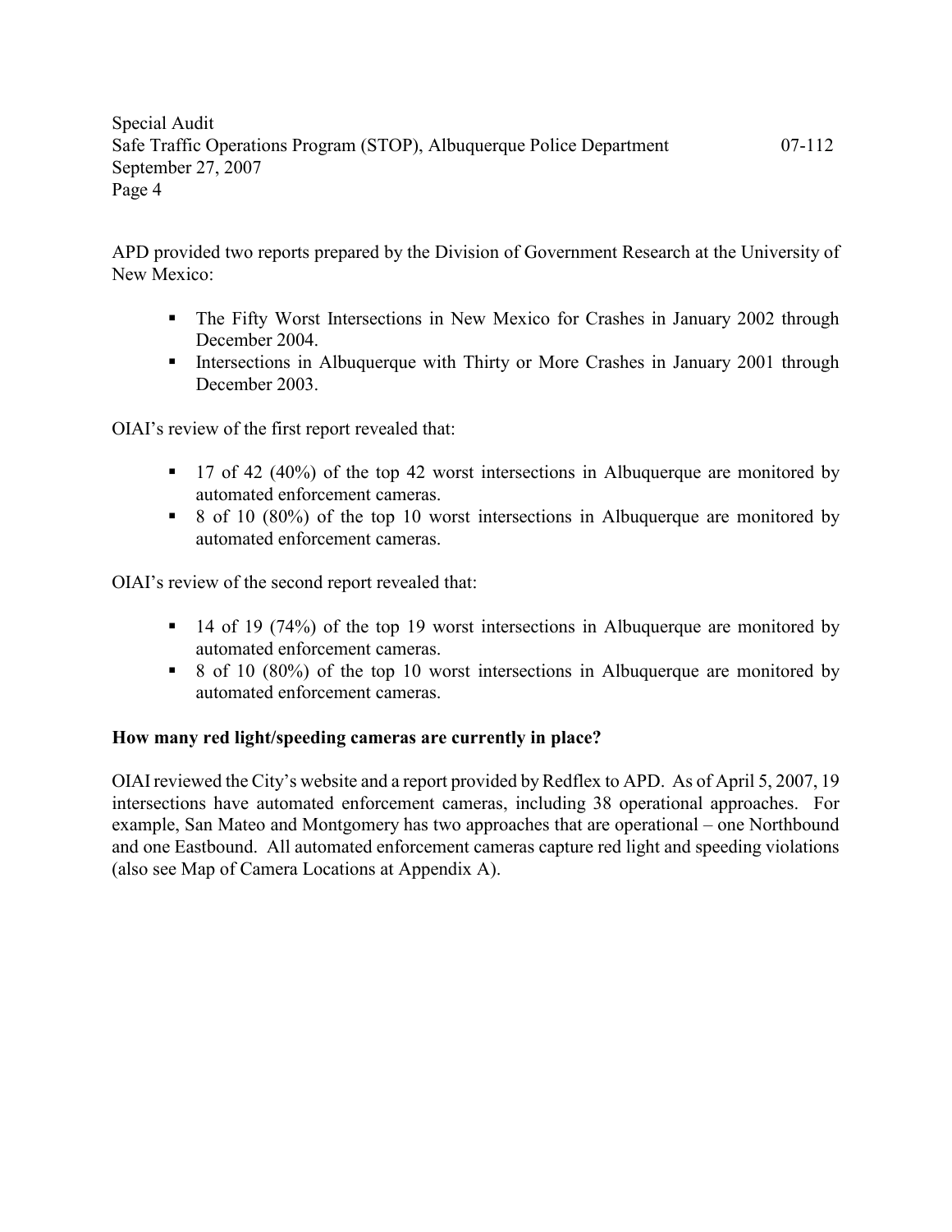APD provided two reports prepared by the Division of Government Research at the University of New Mexico:

- The Fifty Worst Intersections in New Mexico for Crashes in January 2002 through December 2004.
- Intersections in Albuquerque with Thirty or More Crashes in January 2001 through December 2003.

OIAI's review of the first report revealed that:

- 17 of 42 (40%) of the top 42 worst intersections in Albuquerque are monitored by automated enforcement cameras.
- 8 of 10 (80%) of the top 10 worst intersections in Albuquerque are monitored by automated enforcement cameras.

OIAI's review of the second report revealed that:

- 14 of 19 (74%) of the top 19 worst intersections in Albuquerque are monitored by automated enforcement cameras.
- 8 of 10 (80%) of the top 10 worst intersections in Albuquerque are monitored by automated enforcement cameras.

**How many red light/speeding cameras are currently in place?**

OIAI reviewed the City's website and a report provided by Redflex to APD. As of April 5, 2007, 19 intersections have automated enforcement cameras, including 38 operational approaches. For example, San Mateo and Montgomery has two approaches that are operational – one Northbound and one Eastbound. All automated enforcement cameras capture red light and speeding violations (also see Map of Camera Locations at Appendix A).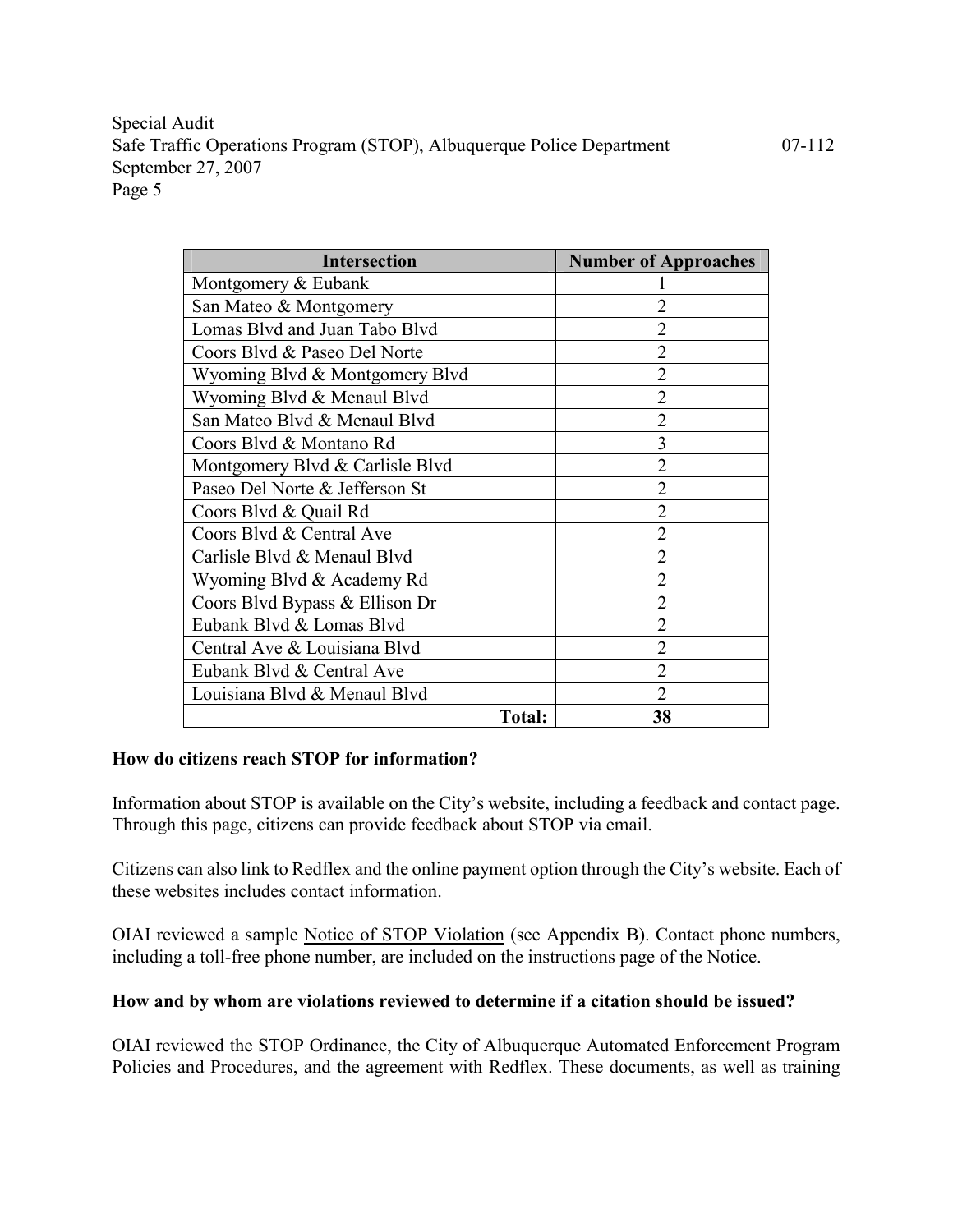| Intersection | Number of Approaches |
|---|---|
| Montgomery & Eubank | 1 |
| San Mateo & Montgomery | 2 |
| Lomas Blvd and Juan Tabo Blvd | 2 |
| Coors Blvd & Paseo Del Norte | 2 |
| Wyoming Blvd & Montgomery Blvd | 2 |
| Wyoming Blvd & Menaul Blvd | 2 |
| San Mateo Blvd & Menaul Blvd | 2 |
| Coors Blvd & Montano Rd | 3 |
| Montgomery Blvd & Carlisle Blvd | 2 |
| Paseo Del Norte & Jefferson St | 2 |
| Coors Blvd & Quail Rd | 2 |
| Coors Blvd & Central Ave | 2 |
| Carlisle Blvd & Menaul Blvd | 2 |
| Wyoming Blvd & Academy Rd | 2 |
| Coors Blvd Bypass & Ellison Dr | 2 |
| Eubank Blvd & Lomas Blvd | 2 |
| Central Ave & Louisiana Blvd | 2 |
| Eubank Blvd & Central Ave | 2 |
| Louisiana Blvd & Menaul Blvd | 2 |
| **Total:** | **38** |

**How do citizens reach STOP for information?**

Information about STOP is available on the City's website, including a feedback and contact page. Through this page, citizens can provide feedback about STOP via email.

Citizens can also link to Redflex and the online payment option through the City's website. Each of these websites includes contact information.

OIAI reviewed a sample Notice of STOP Violation (see Appendix B). Contact phone numbers, including a toll-free phone number, are included on the instructions page of the Notice.

**How and by whom are violations reviewed to determine if a citation should be issued?**

OIAI reviewed the STOP Ordinance, the City of Albuquerque Automated Enforcement Program Policies and Procedures, and the agreement with Redflex. These documents, as well as training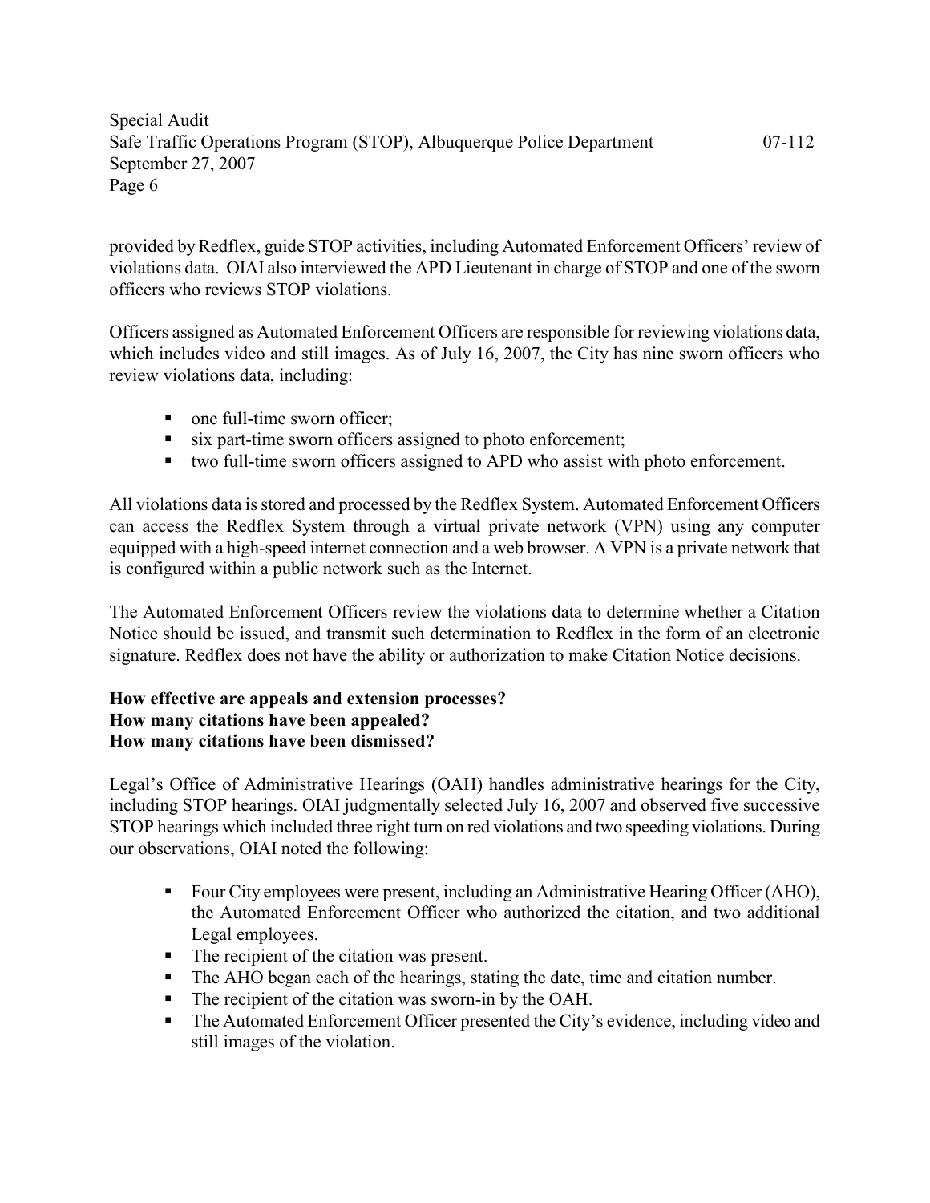provided by Redflex, guide STOP activities, including Automated Enforcement Officers' review of violations data. OIAI also interviewed the APD Lieutenant in charge of STOP and one of the sworn officers who reviews STOP violations.

Officers assigned as Automated Enforcement Officers are responsible for reviewing violations data, which includes video and still images. As of July 16, 2007, the City has nine sworn officers who review violations data, including:

- one full-time sworn officer;
- six part-time sworn officers assigned to photo enforcement;
- two full-time sworn officers assigned to APD who assist with photo enforcement.

All violations data is stored and processed by the Redflex System. Automated Enforcement Officers can access the Redflex System through a virtual private network (VPN) using any computer equipped with a high-speed internet connection and a web browser. A VPN is a private network that is configured within a public network such as the Internet.

The Automated Enforcement Officers review the violations data to determine whether a Citation Notice should be issued, and transmit such determination to Redflex in the form of an electronic signature. Redflex does not have the ability or authorization to make Citation Notice decisions.

**How effective are appeals and extension processes?**
**How many citations have been appealed?**
**How many citations have been dismissed?**

Legal's Office of Administrative Hearings (OAH) handles administrative hearings for the City, including STOP hearings. OIAI judgmentally selected July 16, 2007 and observed five successive STOP hearings which included three right turn on red violations and two speeding violations. During our observations, OIAI noted the following:

- Four City employees were present, including an Administrative Hearing Officer (AHO), the Automated Enforcement Officer who authorized the citation, and two additional Legal employees.
- The recipient of the citation was present.
- The AHO began each of the hearings, stating the date, time and citation number.
- The recipient of the citation was sworn-in by the OAH.
- The Automated Enforcement Officer presented the City's evidence, including video and still images of the violation.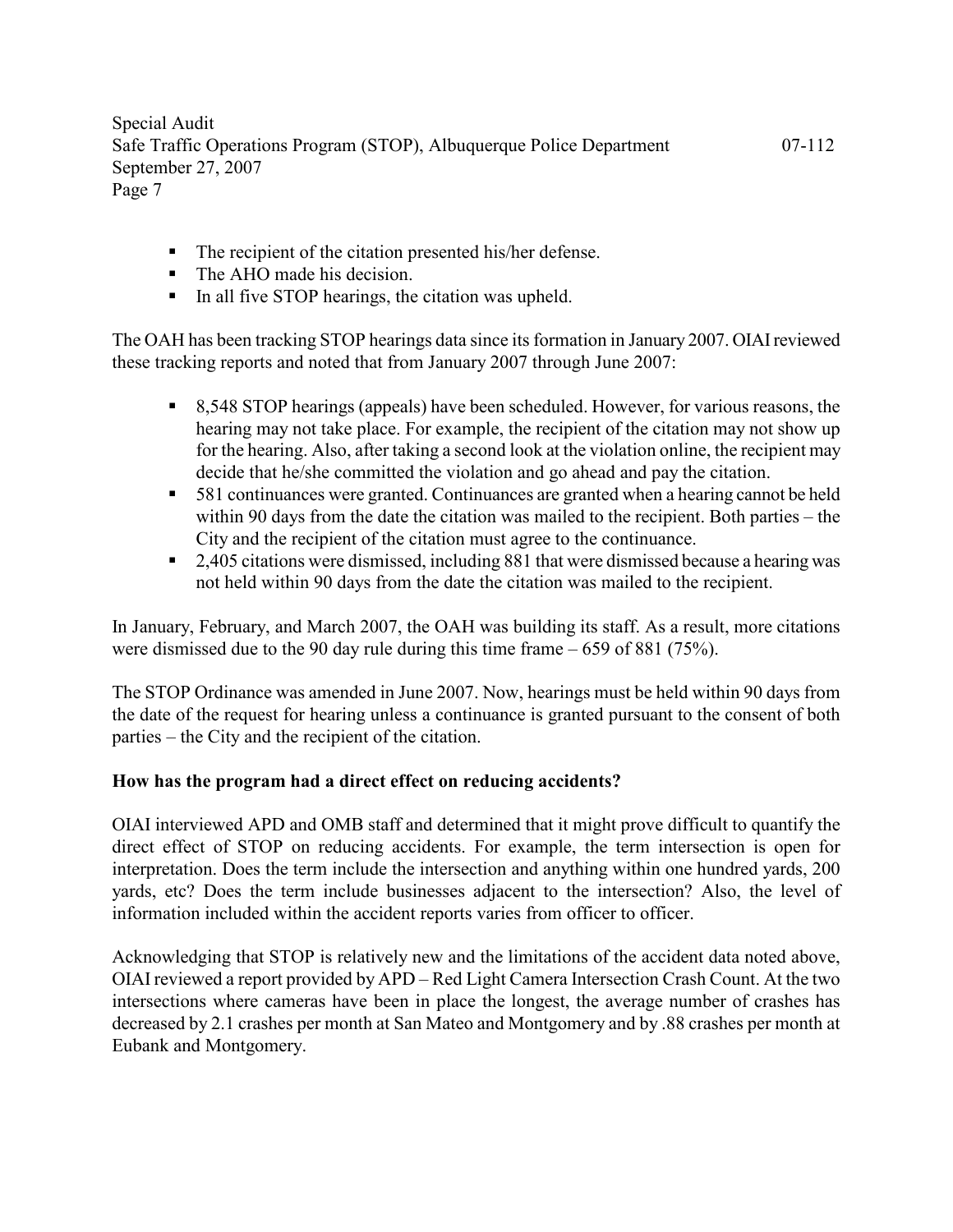- The recipient of the citation presented his/her defense.
- The AHO made his decision.
- In all five STOP hearings, the citation was upheld.

The OAH has been tracking STOP hearings data since its formation in January 2007. OIAI reviewed these tracking reports and noted that from January 2007 through June 2007:

- 8,548 STOP hearings (appeals) have been scheduled. However, for various reasons, the hearing may not take place. For example, the recipient of the citation may not show up for the hearing. Also, after taking a second look at the violation online, the recipient may decide that he/she committed the violation and go ahead and pay the citation.
- 581 continuances were granted. Continuances are granted when a hearing cannot be held within 90 days from the date the citation was mailed to the recipient. Both parties – the City and the recipient of the citation must agree to the continuance.
- 2,405 citations were dismissed, including 881 that were dismissed because a hearing was not held within 90 days from the date the citation was mailed to the recipient.

In January, February, and March 2007, the OAH was building its staff. As a result, more citations were dismissed due to the 90 day rule during this time frame – 659 of 881 (75%).

The STOP Ordinance was amended in June 2007. Now, hearings must be held within 90 days from the date of the request for hearing unless a continuance is granted pursuant to the consent of both parties – the City and the recipient of the citation.

**How has the program had a direct effect on reducing accidents?**

OIAI interviewed APD and OMB staff and determined that it might prove difficult to quantify the direct effect of STOP on reducing accidents. For example, the term intersection is open for interpretation. Does the term include the intersection and anything within one hundred yards, 200 yards, etc? Does the term include businesses adjacent to the intersection? Also, the level of information included within the accident reports varies from officer to officer.

Acknowledging that STOP is relatively new and the limitations of the accident data noted above, OIAI reviewed a report provided by APD – Red Light Camera Intersection Crash Count. At the two intersections where cameras have been in place the longest, the average number of crashes has decreased by 2.1 crashes per month at San Mateo and Montgomery and by .88 crashes per month at Eubank and Montgomery.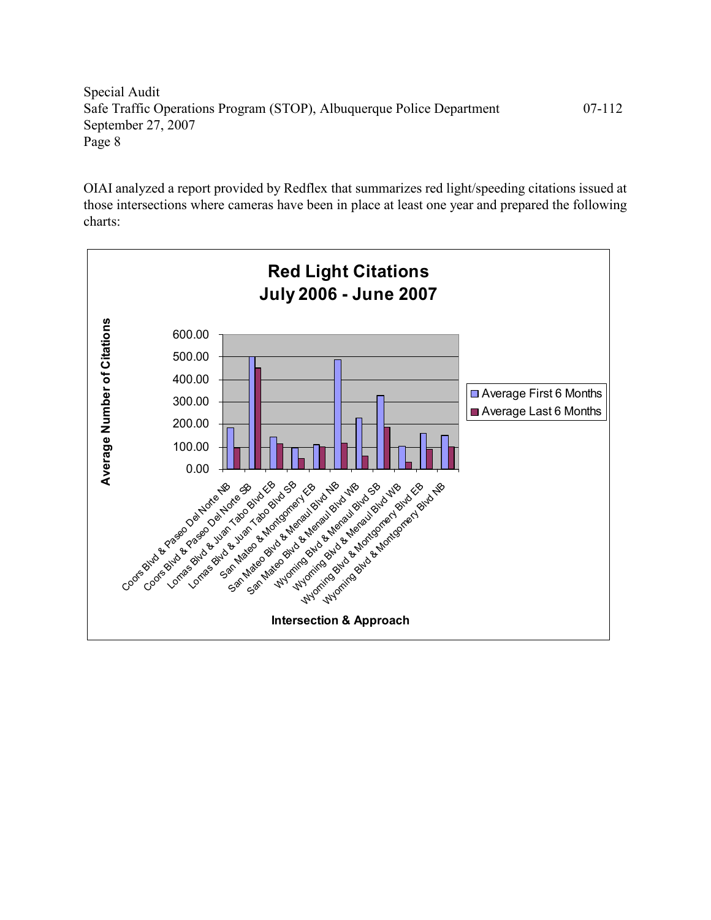OIAI analyzed a report provided by Redflex that summarizes red light/speeding citations issued at those intersections where cameras have been in place at least one year and prepared the following charts: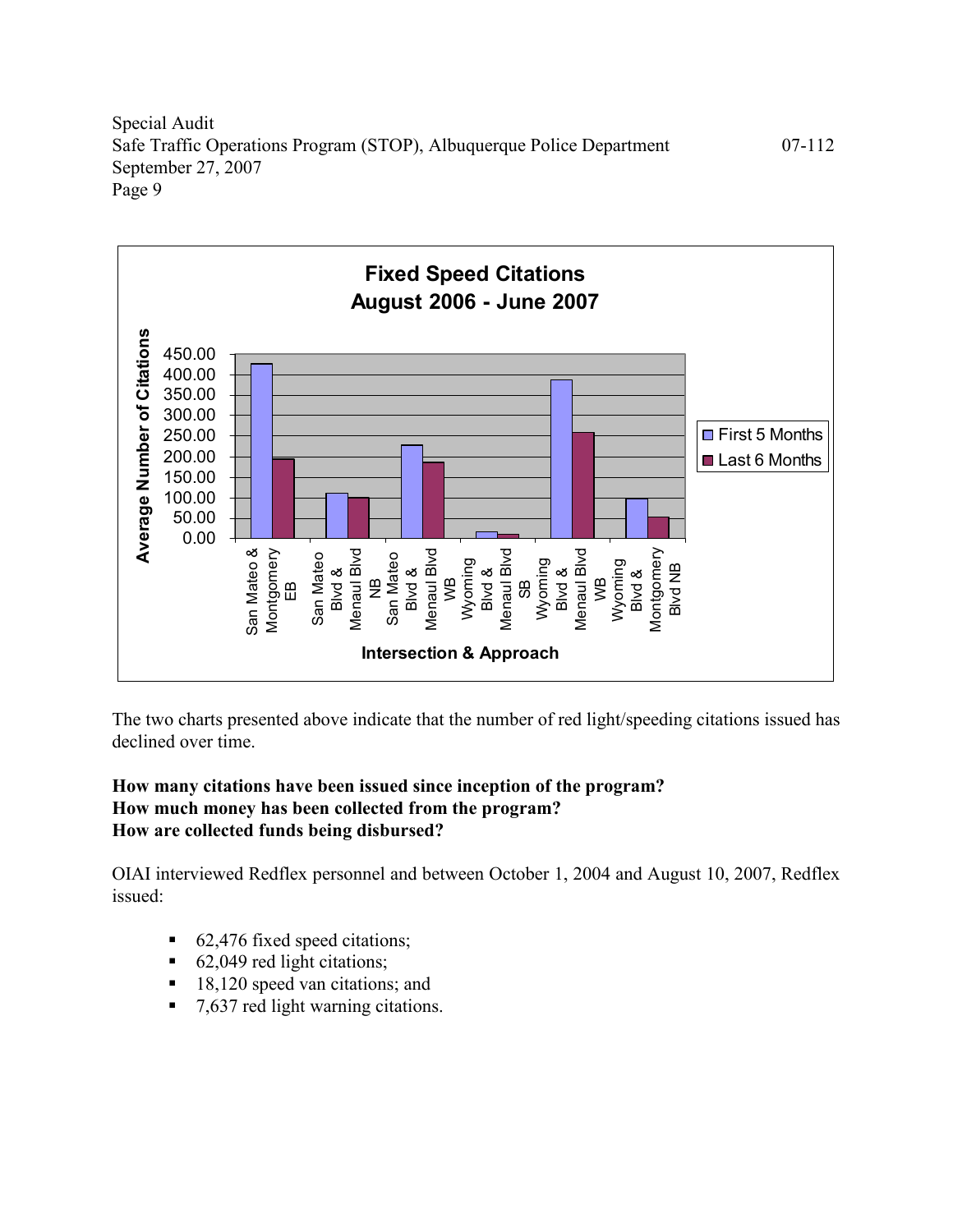**Fixed Speed Citations**
**August 2006 - June 2007**

| Intersection & Approach | First 5 Months | Last 6 Months |
|---|---|---|
| San Mateo & Montgomery EB | 427 | 195 |
| San Mateo Blvd & Menaul Blvd NB | 112 | 101 |
| San Mateo Blvd & Menaul Blvd WB | 228 | 187 |
| Wyoming Blvd & Menaul Blvd SB | 17 | 10 |
| Wyoming Blvd & Menaul Blvd WB | 388 | 258 |
| Wyoming Blvd & Montgomery Blvd NB | 98 | 53 |

*Values above are approximate readings of the Average Number of Citations from the bar chart.*

The two charts presented above indicate that the number of red light/speeding citations issued has declined over time.

**How many citations have been issued since inception of the program?**
**How much money has been collected from the program?**
**How are collected funds being disbursed?**

OIAI interviewed Redflex personnel and between October 1, 2004 and August 10, 2007, Redflex issued:

- 62,476 fixed speed citations;
- 62,049 red light citations;
- 18,120 speed van citations; and
- 7,637 red light warning citations.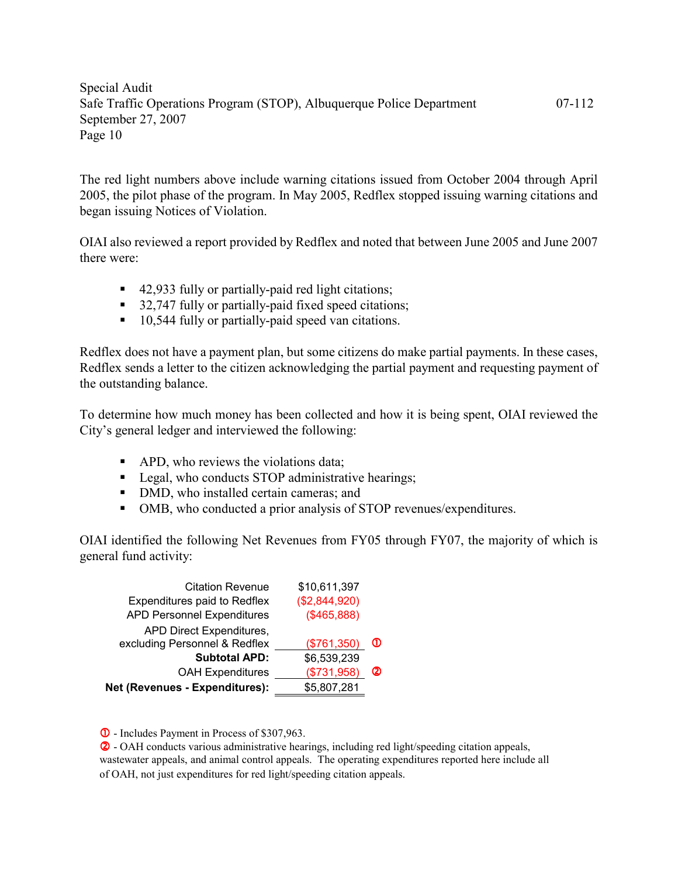The red light numbers above include warning citations issued from October 2004 through April 2005, the pilot phase of the program. In May 2005, Redflex stopped issuing warning citations and began issuing Notices of Violation.

OIAI also reviewed a report provided by Redflex and noted that between June 2005 and June 2007 there were:

- 42,933 fully or partially-paid red light citations;
- 32,747 fully or partially-paid fixed speed citations;
- 10,544 fully or partially-paid speed van citations.

Redflex does not have a payment plan, but some citizens do make partial payments. In these cases, Redflex sends a letter to the citizen acknowledging the partial payment and requesting payment of the outstanding balance.

To determine how much money has been collected and how it is being spent, OIAI reviewed the City's general ledger and interviewed the following:

- APD, who reviews the violations data;
- Legal, who conducts STOP administrative hearings;
- DMD, who installed certain cameras; and
- OMB, who conducted a prior analysis of STOP revenues/expenditures.

OIAI identified the following Net Revenues from FY05 through FY07, the majority of which is general fund activity:

| | | |
|---|---|---|
| Citation Revenue | $10,611,397 | |
| Expenditures paid to Redflex | ($2,844,920) | |
| APD Personnel Expenditures | ($465,888) | |
| APD Direct Expenditures, excluding Personnel & Redflex | ($761,350) | ① |
| **Subtotal APD:** | $6,539,239 | |
| OAH Expenditures | ($731,958) | ② |
| **Net (Revenues - Expenditures):** | $5,807,281 | |

① - Includes Payment in Process of $307,963.

② - OAH conducts various administrative hearings, including red light/speeding citation appeals, wastewater appeals, and animal control appeals. The operating expenditures reported here include all of OAH, not just expenditures for red light/speeding citation appeals.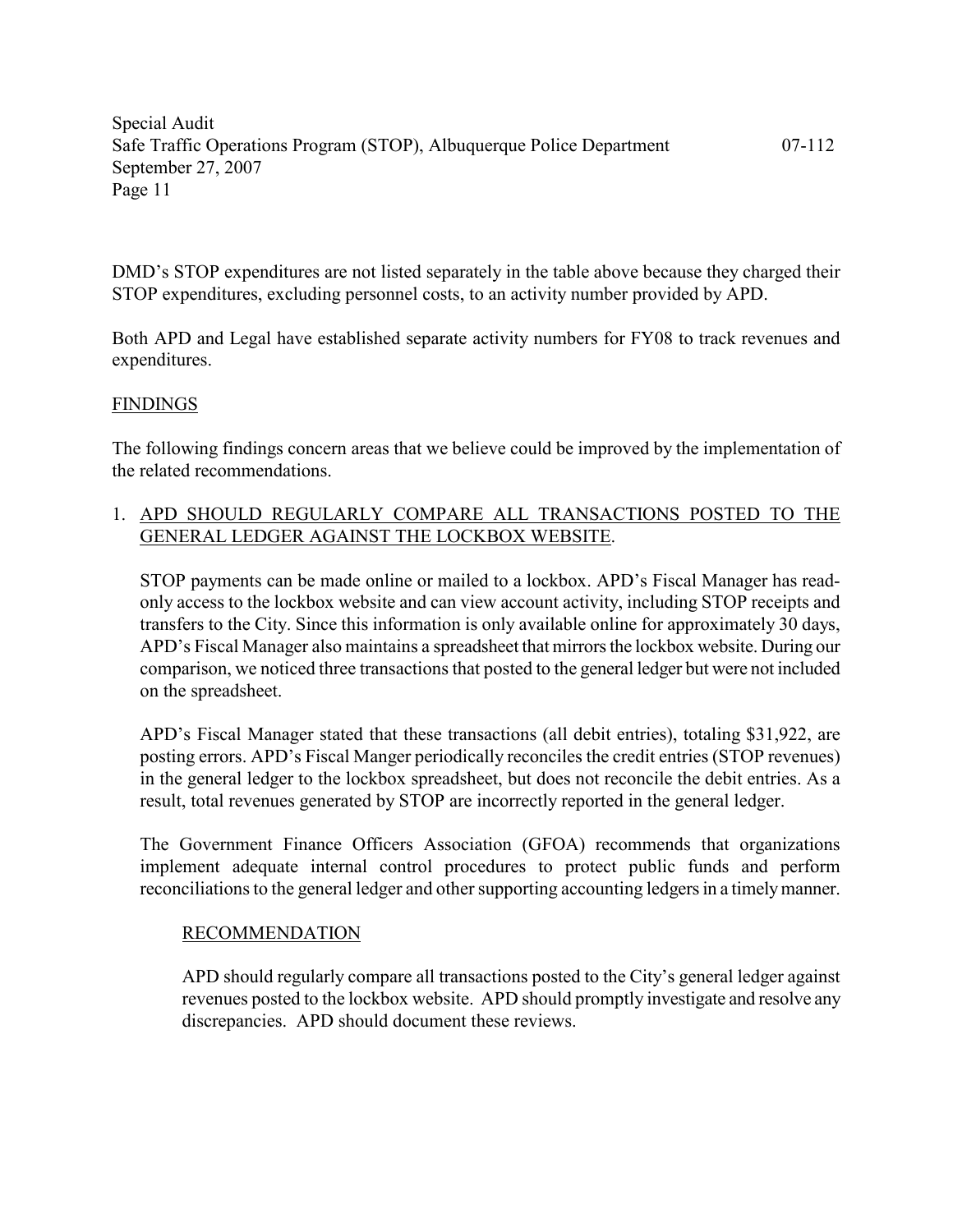DMD's STOP expenditures are not listed separately in the table above because they charged their STOP expenditures, excluding personnel costs, to an activity number provided by APD.

Both APD and Legal have established separate activity numbers for FY08 to track revenues and expenditures.

## FINDINGS

The following findings concern areas that we believe could be improved by the implementation of the related recommendations.

### 1. APD SHOULD REGULARLY COMPARE ALL TRANSACTIONS POSTED TO THE GENERAL LEDGER AGAINST THE LOCKBOX WEBSITE.

STOP payments can be made online or mailed to a lockbox. APD's Fiscal Manager has read-only access to the lockbox website and can view account activity, including STOP receipts and transfers to the City. Since this information is only available online for approximately 30 days, APD's Fiscal Manager also maintains a spreadsheet that mirrors the lockbox website. During our comparison, we noticed three transactions that posted to the general ledger but were not included on the spreadsheet.

APD's Fiscal Manager stated that these transactions (all debit entries), totaling $31,922, are posting errors. APD's Fiscal Manger periodically reconciles the credit entries (STOP revenues) in the general ledger to the lockbox spreadsheet, but does not reconcile the debit entries. As a result, total revenues generated by STOP are incorrectly reported in the general ledger.

The Government Finance Officers Association (GFOA) recommends that organizations implement adequate internal control procedures to protect public funds and perform reconciliations to the general ledger and other supporting accounting ledgers in a timely manner.

#### RECOMMENDATION

APD should regularly compare all transactions posted to the City's general ledger against revenues posted to the lockbox website. APD should promptly investigate and resolve any discrepancies. APD should document these reviews.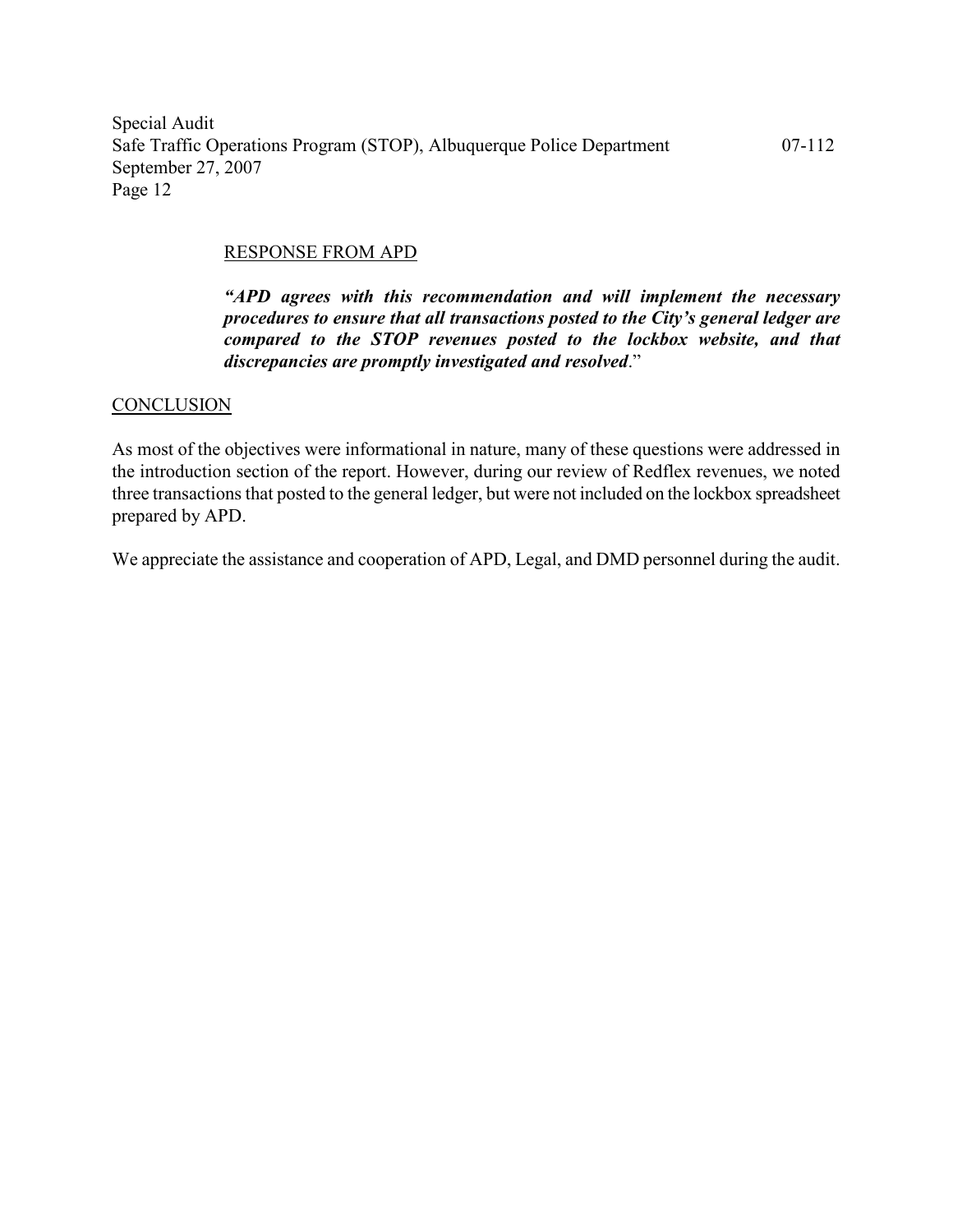RESPONSE FROM APD

***"APD agrees with this recommendation and will implement the necessary procedures to ensure that all transactions posted to the City's general ledger are compared to the STOP revenues posted to the lockbox website, and that discrepancies are promptly investigated and resolved***."

CONCLUSION

As most of the objectives were informational in nature, many of these questions were addressed in the introduction section of the report. However, during our review of Redflex revenues, we noted three transactions that posted to the general ledger, but were not included on the lockbox spreadsheet prepared by APD.

We appreciate the assistance and cooperation of APD, Legal, and DMD personnel during the audit.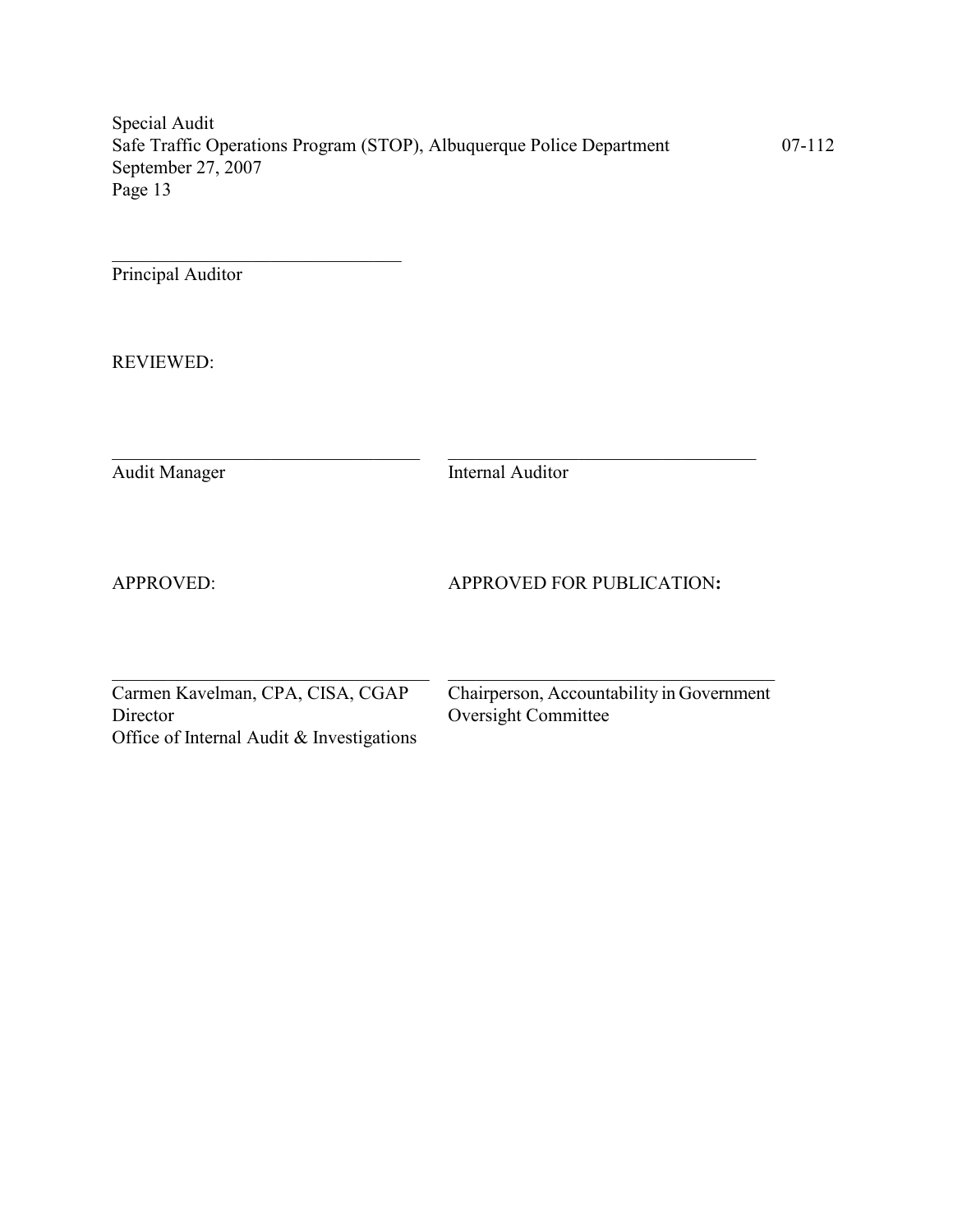\_\_\_\_\_\_\_\_\_\_\_\_\_\_\_\_\_\_\_\_\_\_\_\_\_\_\_\_\_\_\_\_
Principal Auditor

REVIEWED:

| \_\_\_\_\_\_\_\_\_\_\_\_\_\_\_\_\_\_\_\_\_\_\_\_\_\_\_\_\_\_\_\_ | \_\_\_\_\_\_\_\_\_\_\_\_\_\_\_\_\_\_\_\_\_\_\_\_\_\_\_\_\_\_\_\_ |
|---|---|
| Audit Manager | Internal Auditor |

| APPROVED: | APPROVED FOR PUBLICATION**:** |
|---|---|
| \_\_\_\_\_\_\_\_\_\_\_\_\_\_\_\_\_\_\_\_\_\_\_\_\_\_\_\_\_\_\_\_ | \_\_\_\_\_\_\_\_\_\_\_\_\_\_\_\_\_\_\_\_\_\_\_\_\_\_\_\_\_\_\_\_ |
| Carmen Kavelman, CPA, CISA, CGAP<br>Director<br>Office of Internal Audit & Investigations | Chairperson, Accountability in Government<br>Oversight Committee |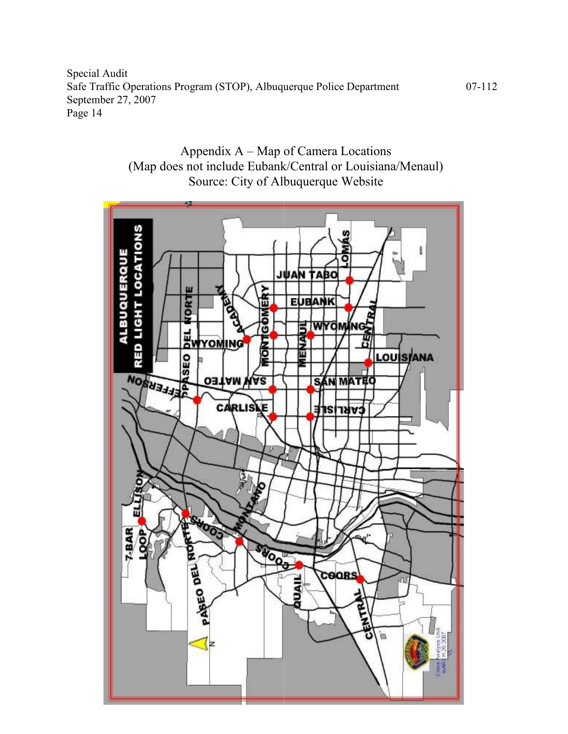## Appendix A – Map of Camera Locations
(Map does not include Eubank/Central or Louisiana/Menaul)
Source: City of Albuquerque Website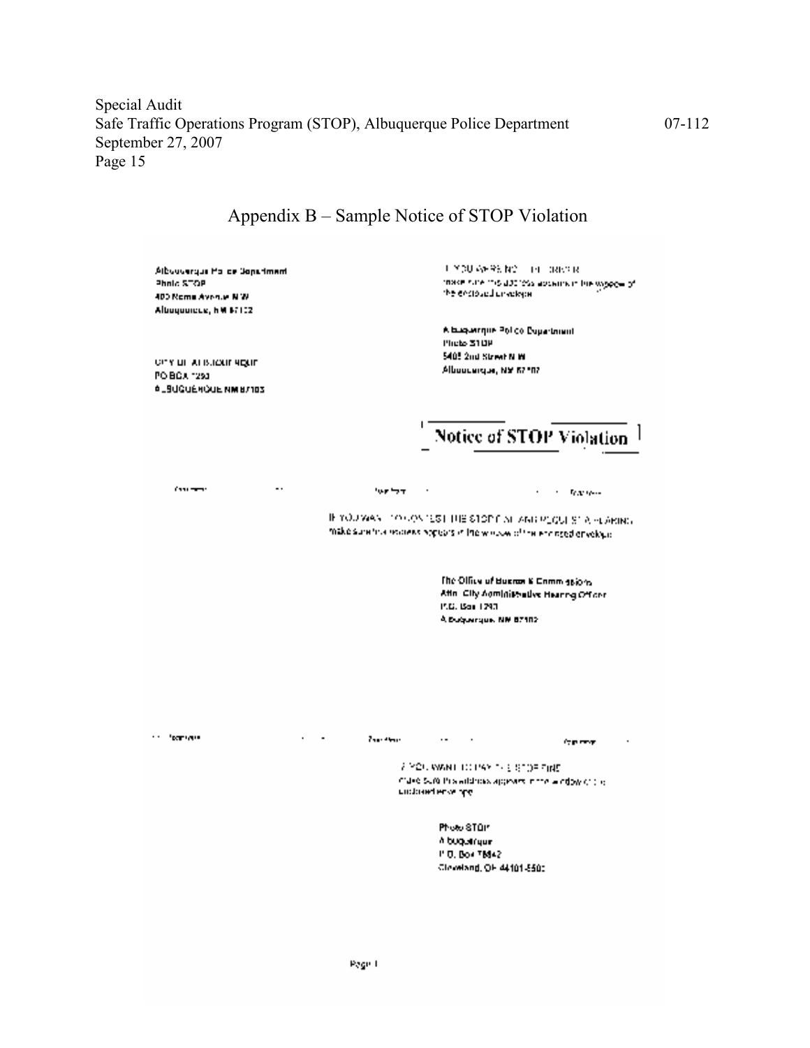## Appendix B – Sample Notice of STOP Violation

Albuquerque Police Department
Photo STOP
400 Roma Avenue N.W.
Albuquerque, NM 87102

IF YOU WERE NOT THE DRIVER
make sure this address appears in the window of the enclosed envelope

Albuquerque Police Department
Photo STOP
5408 2nd Street N.W.
Albuquerque, NM 87107

CITY OF ALBUQUERQUE
PO BOX 1293
ALBUQUERQUE NM 87103

**Notice of STOP Violation**

IF YOU WANT TO CONTEST THE STOP FINE AND REQUEST A HEARING
make sure this address appears in the window of the enclosed envelope

The Office of Boards & Commissions
Attn: City Administrative Hearing Officer
P.O. Box 1293
Albuquerque, NM 87102

IF YOU WANT TO PAY THE STOP FINE
make sure this address appears in the window of the enclosed envelope

Photo STOP
Albuquerque
P.O. Box 78842
Cleveland, OH 44101-5503

Page 1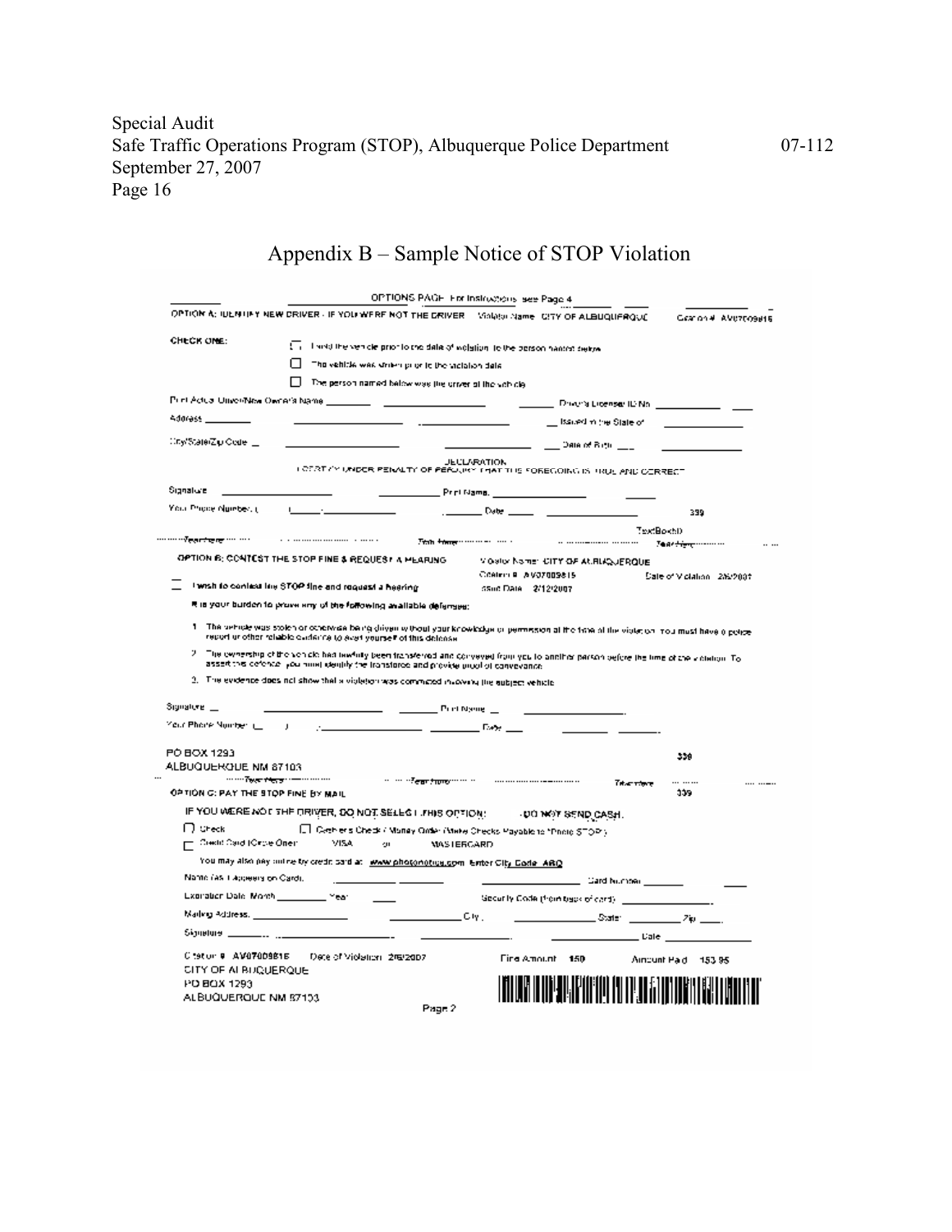# Appendix B – Sample Notice of STOP Violation

OPTIONS PAGE For Instructions see Page 4

OPTION A: IDENTIFY NEW DRIVER - IF YOU WERE NOT THE DRIVER    Violator Name: CITY OF ALBUQUERQUE    Citation # AV07009815

CHECK ONE:

- ☐ I sold the vehicle prior to the date of violation to the person named below
- ☐ The vehicle was stolen prior to the violation date
- ☐ The person named below was the driver of the vehicle

Print Actual Driver/New Owner's Name ________ Driver's License/ ID No ________

Address ________ Issued in the State of ________

City/State/Zip Code ________ Date of Birth ________

DECLARATION
I CERTIFY UNDER PENALTY OF PERJURY THAT THE FOREGOING IS TRUE AND CORRECT

Signature ________ Print Name ________

Your Phone Number ( ) ________ Date ________    339

TextBox10

Tear here ........ Tear here ........ Tear here

OPTION B: CONTEST THE STOP FINE & REQUEST A HEARING    Violator Name: CITY OF ALBUQUERQUE
Citation # AV07009815    Date of Violation 2/6/2007
Issue Date 2/12/2007

☐ I wish to contest the STOP fine and request a hearing

It is your burden to prove any of the following available defenses:

1. The vehicle was stolen or otherwise being driven without your knowledge or permission at the time of the violation. You must have a police report or other reliable evidence to avail yourself of this defense.
2. The ownership of the vehicle had lawfully been transferred and conveyed from you to another person before the time of the violation. To assert this defense, you must identify the transferee and provide proof of conveyance.
3. The evidence does not show that a violation was committed involving the subject vehicle.

Signature ________ Print Name ________

Your Phone Number ( ) ________ Date ________

PO BOX 1293
ALBUQUERQUE NM 87103    339

Tear here ........ Tear here ........ Tear here    339

OPTION C: PAY THE STOP FINE BY MAIL

IF YOU WERE NOT THE DRIVER, DO NOT SELECT THIS OPTION!    DO NOT SEND CASH.

☐ Check    ☐ Cashier's Check / Money Order (Make Checks Payable to "Photo STOP")
☐ Credit Card (Circle One)    VISA    or    MASTERCARD

You may also pay online by credit card at: www.photonotice.com Enter City Code ABQ

Name (As it Appears on Card) ________ Card Number ________

Expiration Date: Month ________ Year ________ Security Code (from back of card) ________

Mailing Address ________ City ________ State ________ Zip ________

Signature ________ Date ________

Citation # AV07009815    Date of Violation 2/6/2007    Fine Amount 150    Amount Paid 153.95

CITY OF ALBUQUERQUE
PO BOX 1293
ALBUQUERQUE NM 87103

Page 2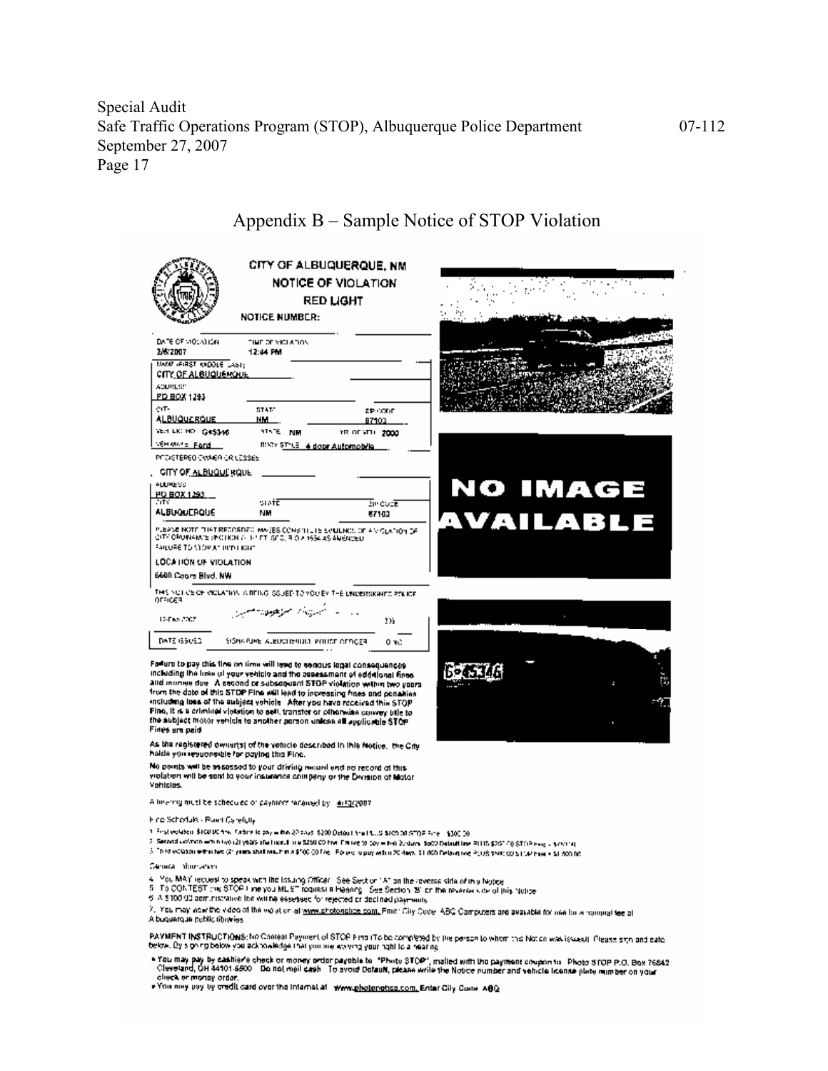## Appendix B – Sample Notice of STOP Violation

**CITY OF ALBUQUERQUE, NM**
**NOTICE OF VIOLATION**
**RED LIGHT**

NOTICE NUMBER:

DATE OF VIOLATION: 2/6/2007
TIME OF VIOLATION: 12:44 PM

NAME (FIRST MIDDLE LAST): CITY OF ALBUQUERQUE
ADDRESS: PO BOX 1293
CITY: ALBUQUERQUE
STATE: NM
ZIP CODE: 87103
VEH LIC NO: G45346
STATE: NM
YR OF VEH: 2000
VEH MAKE: Ford
BODY STYLE: 4 door Automobile

REGISTERED OWNER OR LESSEE
CITY OF ALBUQUERQUE
ADDRESS: PO BOX 1293
CITY: ALBUQUERQUE
STATE: NM
ZIP CODE: 87103

PLEASE NOTE THAT RECORDED IMAGES CONSTITUTE EVIDENCE OF A VIOLATION OF CITY ORDINANCE SECTION 7-1-1 ET SEQ., R.O.A. 1994 AS AMENDED
FAILURE TO STOP AT RED LIGHT

LOCATION OF VIOLATION
6600 Coors Blvd. NW

THIS NOTICE OF VIOLATION IS BEING ISSUED TO YOU BY THE UNDERSIGNED POLICE OFFICER

12-Feb-2007 | 335
DATE ISSUED | SIGNATURE ALBUQUERQUE POLICE OFFICER | ID NO.

NO IMAGE AVAILABLE

G45346

**Failure to pay this fine on time will lead to serious legal consequences including the loss of your vehicle and the assessment of additional fines and monies due. A second or subsequent STOP violation within two years from the date of this STOP Fine will lead to increasing fines and penalties including loss of the subject vehicle. After you have received this STOP Fine, it is a criminal violation to sell, transfer or otherwise convey title to the subject motor vehicle to another person unless all applicable STOP Fines are paid.**

As the registered owner(s) of the vehicle described in this Notice, the City holds you responsible for paying this Fine.

No points will be assessed to your driving record and no record of this violation will be sent to your insurance company or the Division of Motor Vehicles.

A hearing must be scheduled or payment received by: 4/13/2007

Fine Schedule - Read Carefully

1. First violation $100.00 fine. Failure to pay within 30 days: $200 Default fine PLUS $100.00 STOP Fine = $300.00
2. Second violation within two (2) years shall result in a $250.00 fine. Failure to pay within 30 days: $500 Default fine PLUS $250.00 STOP Fine = $750.00
3. Third violation within two (2) years shall result in a $500.00 fine. Failure to pay within 30 days: $1,000 Default fine PLUS $500.00 STOP Fine = $1,500.00

General Information

4. You MAY request to speak with the Issuing Officer. See Section "A" on the reverse side of this Notice.
5. To CONTEST this STOP Fine you MUST request a Hearing. See Section "B" on the reverse side of this Notice.
6. A $100.00 administrative fee will be assessed for rejected or declined payments.
7. You may view the video of the violation at www.photonotice.com. Enter City Code: ABQ. Computers are available for use for a nominal fee at Albuquerque public libraries.

PAYMENT INSTRUCTIONS: No Contest Payment of STOP Fine (To be completed by the person to whom this Notice was issued). Please sign and date below. By signing below you acknowledge that you are waiving your right to a hearing.

- You may pay by cashier's check or money order payable to "Photo STOP", mailed with the payment coupon to: Photo STOP P.O. Box 76842 Cleveland, OH 44101-6500. Do not mail cash. To avoid Default, please write the Notice number and vehicle license plate number on your check or money order.
- You may pay by credit card over the Internet at www.photonotice.com. Enter City Code: ABQ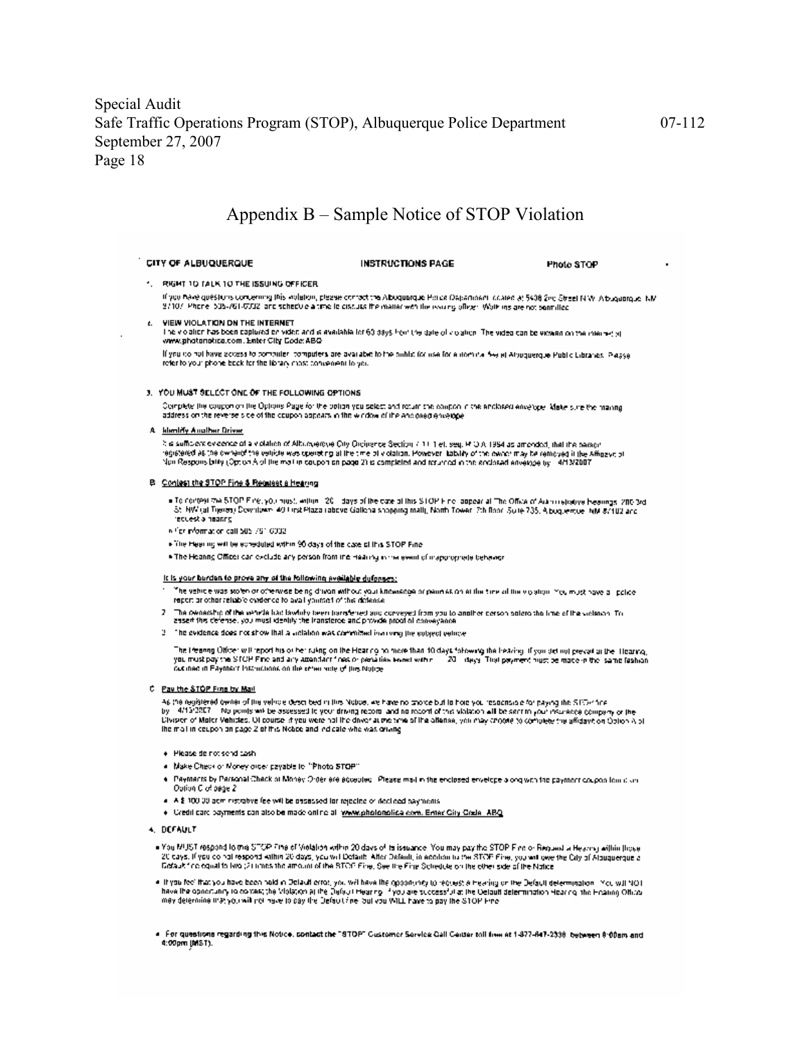# Appendix B – Sample Notice of STOP Violation

**CITY OF ALBUQUERQUE** **INSTRUCTIONS PAGE** **Photo STOP**

**1. RIGHT TO TALK TO THE ISSUING OFFICER**

If you have questions concerning this violation, please contact the Albuquerque Police Department located at 5408 2nd Street NW, Albuquerque, NM 87107. Phone: 505-761-0002 and schedule a time to discuss the matter with the issuing officer. Walk ins are not permitted.

**2. VIEW VIOLATION ON THE INTERNET**

The violation has been captured on video and is available for 60 days from the date of violation. The video can be viewed on the internet at www.photonotice.com. Enter City Code: ABQ

If you do not have access to computer, computers are available to the public for use for a nominal fee at Albuquerque Public Libraries. Please refer to your phone book for the library most convenient to you.

**3. YOU MUST SELECT ONE OF THE FOLLOWING OPTIONS**

Complete the coupon on the Options Page for the option you select and return the coupon in the enclosed envelope. Make sure the mailing address on the reverse side of the coupon appears in the window of the enclosed envelope.

**A. Identify Another Driver**

It is sufficient evidence of a violation of Albuquerque City Ordinance Section 7-11-1 et. seq. R.O.A. 1994 as amended, that the person registered as the owner of the vehicle was operating at the time of violation. However, liability of the owner may be removed if the Affidavit of Non Responsibility (Option A of the mail in coupon on page 2) is completed and returned in the enclosed envelope by 4/13/2007

**B. Contest the STOP Fine & Request a Hearing**

- To contest the STOP Fine, you must, within 20 days of the date of this STOP Fine, appear at The Office of Administrative Hearings, 200 3rd St. NW (at Tijeras) Downtown, 40 First Plaza (above Galleria shopping mall), North Tower, 7th floor, Suite 735, Albuquerque, NM 87102 and request a hearing.
- For information call 505-761-0002
- The Hearing will be scheduled within 90 days of the date of this STOP Fine
- The Hearing Officer can exclude any person from the Hearing in the event of inappropriate behavior

**It is your burden to prove any of the following available defenses:**

1. The vehicle was stolen or otherwise being driven without your knowledge or permission at the time of the violation. You must have a police report or other reliable evidence to avail yourself of this defense.
2. The ownership of the vehicle had lawfully been transferred and conveyed from you to another person before the time of the violation. To assert this defense, you must identify the transferee and provide proof of conveyance.
3. The evidence does not show that a violation was committed involving the subject vehicle.

The Hearing Officer will report his or her ruling on the Hearing no more than 10 days following the hearing. If you did not prevail at the Hearing, you must pay the STOP Fine and any attendant fees or penalties levied within 20 days. That payment must be made in the same fashion outlined in Payment Instructions on the other side of this Notice.

**C. Pay the STOP Fine by Mail**

As the registered owner of the vehicle described in this Notice, we have no choice but to hold you responsible for paying the STOP fine by 4/13/2007. No points will be assessed to your driving record, and no record of this violation will be sent to your insurance company or the Division of Motor Vehicles. Of course, if you were not the driver at the time of the offense, you may choose to complete the affidavit on Option A of the mail in coupon on page 2 of this Notice and indicate who was driving.

- Please do not send cash
- Make Check or Money order payable to "Photo STOP"
- Payments by Personal Check or Money Order are accepted. Please mail in the enclosed envelope along with the payment coupon found on Option C of page 2
- A $ 100.00 administrative fee will be assessed for rejected or declined payments
- Credit card payments can also be made online at www.photonotice.com. Enter City Code: ABQ

**4. DEFAULT**

- You MUST respond to this STOP Fine of Violation within 20 days of its issuance. You may pay the STOP Fine or Request a Hearing within those 20 days. If you do not respond within 20 days, you will Default. After Default, in addition to the STOP Fine, you will owe the City of Albuquerque a Default fine equal to two (2) times the amount of the STOP Fine. See the Fine Schedule on the other side of the Notice
- If you feel that you have been held in Default error, you will have the opportunity to request a Hearing on the Default determination. You will NOT have the opportunity to contest the Violation at the Default Hearing. If you are successful at the Default determination Hearing, the Hearing Officer may determine that you will not have to pay the Default Fine but you WILL have to pay the STOP Fine
- **For questions regarding this Notice, contact the "STOP" Customer Service Call Center toll free at 1-877-847-2338 between 8:00am and 4:00pm (MST).**